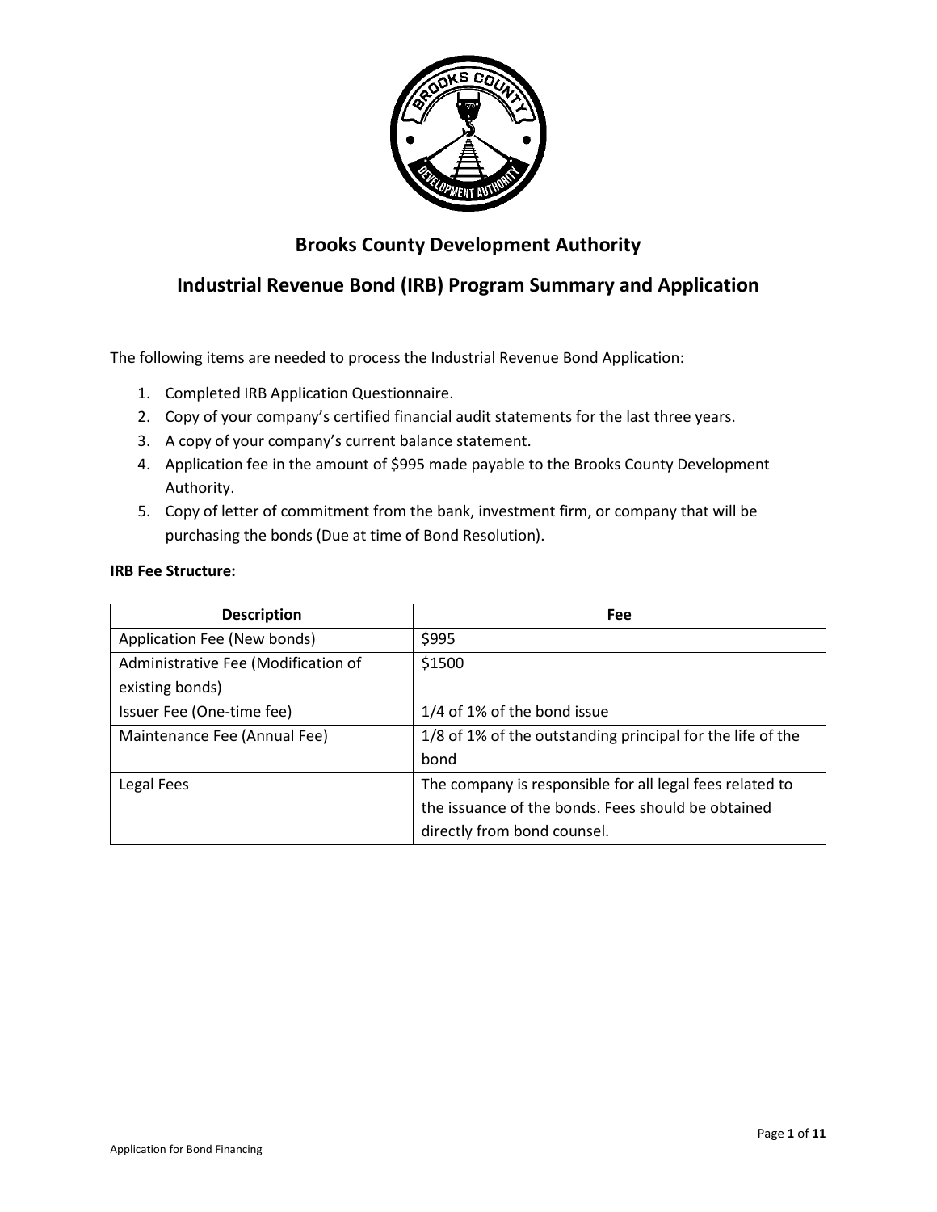# Brooks County Development Authority

## Industrial Revenue Bond (IRB) Program Summary and Application

The following items are needed to process the Industrial Revenue Bond Application:

1. Completed IRB Application Questionnaire.
2. Copy of your company's certified financial audit statements for the last three years.
3. A copy of your company's current balance statement.
4. Application fee in the amount of $995 made payable to the Brooks County Development Authority.
5. Copy of letter of commitment from the bank, investment firm, or company that will be purchasing the bonds (Due at time of Bond Resolution).

**IRB Fee Structure:**

| Description | Fee |
|---|---|
| Application Fee (New bonds) | $995 |
| Administrative Fee (Modification of existing bonds) | $1500 |
| Issuer Fee (One-time fee) | 1/4 of 1% of the bond issue |
| Maintenance Fee (Annual Fee) | 1/8 of 1% of the outstanding principal for the life of the bond |
| Legal Fees | The company is responsible for all legal fees related to the issuance of the bonds. Fees should be obtained directly from bond counsel. |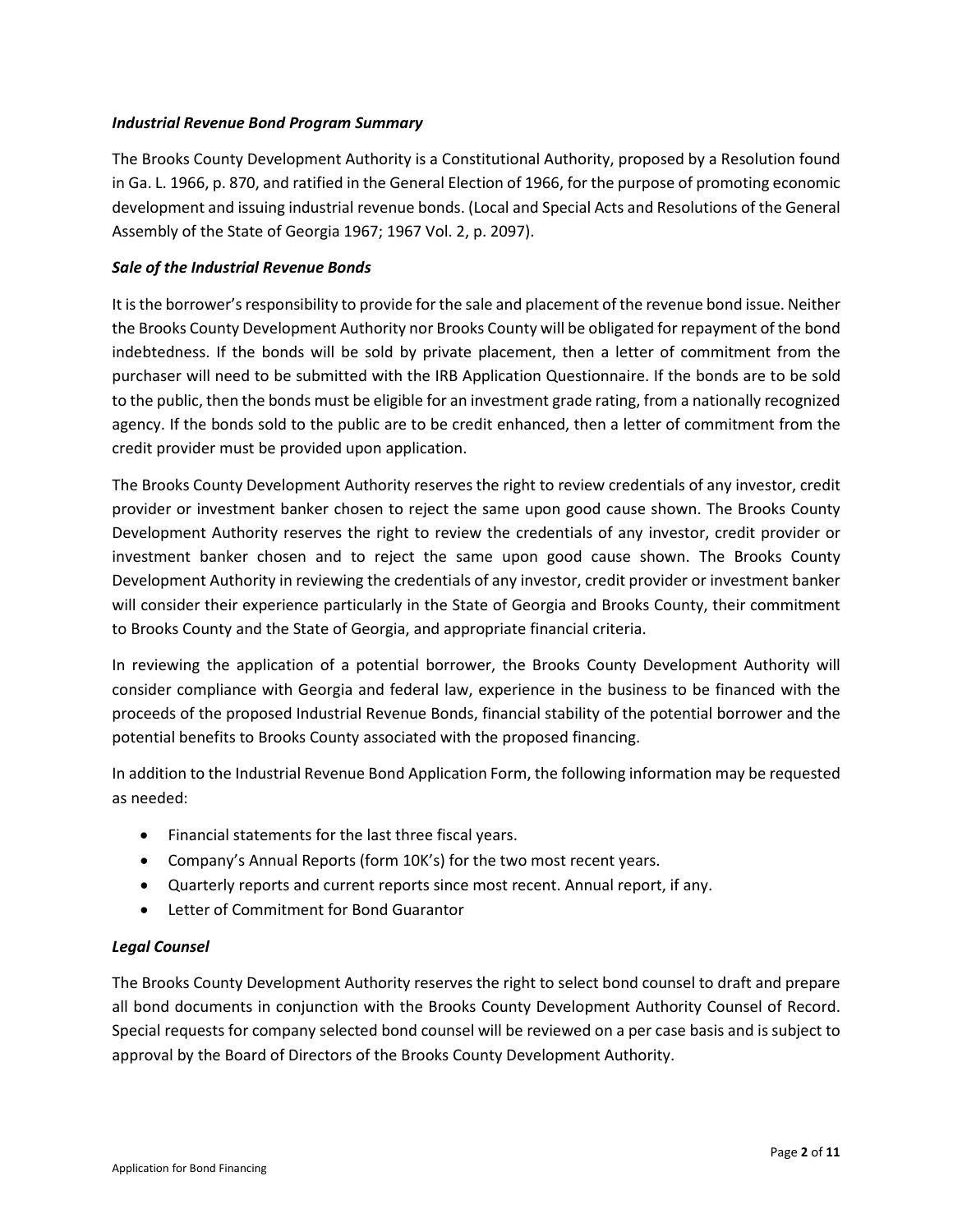### *Industrial Revenue Bond Program Summary*

The Brooks County Development Authority is a Constitutional Authority, proposed by a Resolution found in Ga. L. 1966, p. 870, and ratified in the General Election of 1966, for the purpose of promoting economic development and issuing industrial revenue bonds. (Local and Special Acts and Resolutions of the General Assembly of the State of Georgia 1967; 1967 Vol. 2, p. 2097).

### *Sale of the Industrial Revenue Bonds*

It is the borrower's responsibility to provide for the sale and placement of the revenue bond issue. Neither the Brooks County Development Authority nor Brooks County will be obligated for repayment of the bond indebtedness. If the bonds will be sold by private placement, then a letter of commitment from the purchaser will need to be submitted with the IRB Application Questionnaire. If the bonds are to be sold to the public, then the bonds must be eligible for an investment grade rating, from a nationally recognized agency. If the bonds sold to the public are to be credit enhanced, then a letter of commitment from the credit provider must be provided upon application.

The Brooks County Development Authority reserves the right to review credentials of any investor, credit provider or investment banker chosen to reject the same upon good cause shown. The Brooks County Development Authority reserves the right to review the credentials of any investor, credit provider or investment banker chosen and to reject the same upon good cause shown. The Brooks County Development Authority in reviewing the credentials of any investor, credit provider or investment banker will consider their experience particularly in the State of Georgia and Brooks County, their commitment to Brooks County and the State of Georgia, and appropriate financial criteria.

In reviewing the application of a potential borrower, the Brooks County Development Authority will consider compliance with Georgia and federal law, experience in the business to be financed with the proceeds of the proposed Industrial Revenue Bonds, financial stability of the potential borrower and the potential benefits to Brooks County associated with the proposed financing.

In addition to the Industrial Revenue Bond Application Form, the following information may be requested as needed:

- Financial statements for the last three fiscal years.
- Company's Annual Reports (form 10K's) for the two most recent years.
- Quarterly reports and current reports since most recent. Annual report, if any.
- Letter of Commitment for Bond Guarantor

### *Legal Counsel*

The Brooks County Development Authority reserves the right to select bond counsel to draft and prepare all bond documents in conjunction with the Brooks County Development Authority Counsel of Record. Special requests for company selected bond counsel will be reviewed on a per case basis and is subject to approval by the Board of Directors of the Brooks County Development Authority.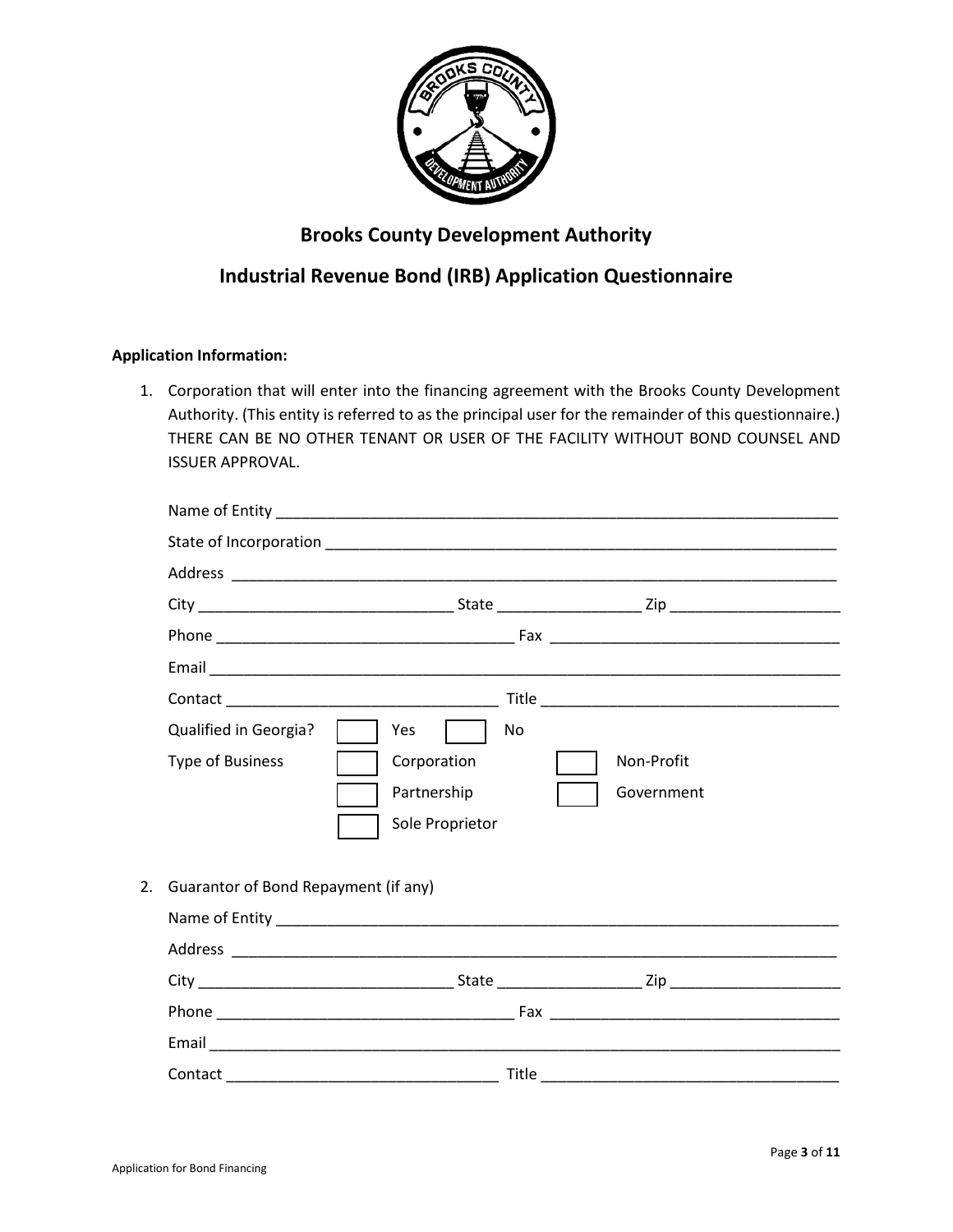## Brooks County Development Authority

## Industrial Revenue Bond (IRB) Application Questionnaire

**Application Information:**

1. Corporation that will enter into the financing agreement with the Brooks County Development Authority. (This entity is referred to as the principal user for the remainder of this questionnaire.) THERE CAN BE NO OTHER TENANT OR USER OF THE FACILITY WITHOUT BOND COUNSEL AND ISSUER APPROVAL.

   Name of Entity ____________________________________________

   State of Incorporation ____________________________________________

   Address ____________________________________________

   City ____________________ State ____________ Zip ______________

   Phone ______________________ Fax ______________________

   Email ____________________________________________

   Contact ____________________ Title ______________________

   Qualified in Georgia? ☐ Yes ☐ No

   Type of Business ☐ Corporation ☐ Non-Profit
   ☐ Partnership ☐ Government
   ☐ Sole Proprietor

2. Guarantor of Bond Repayment (if any)

   Name of Entity ____________________________________________

   Address ____________________________________________

   City ____________________ State ____________ Zip ______________

   Phone ______________________ Fax ______________________

   Email ____________________________________________

   Contact ____________________ Title ______________________

Application for Bond Financing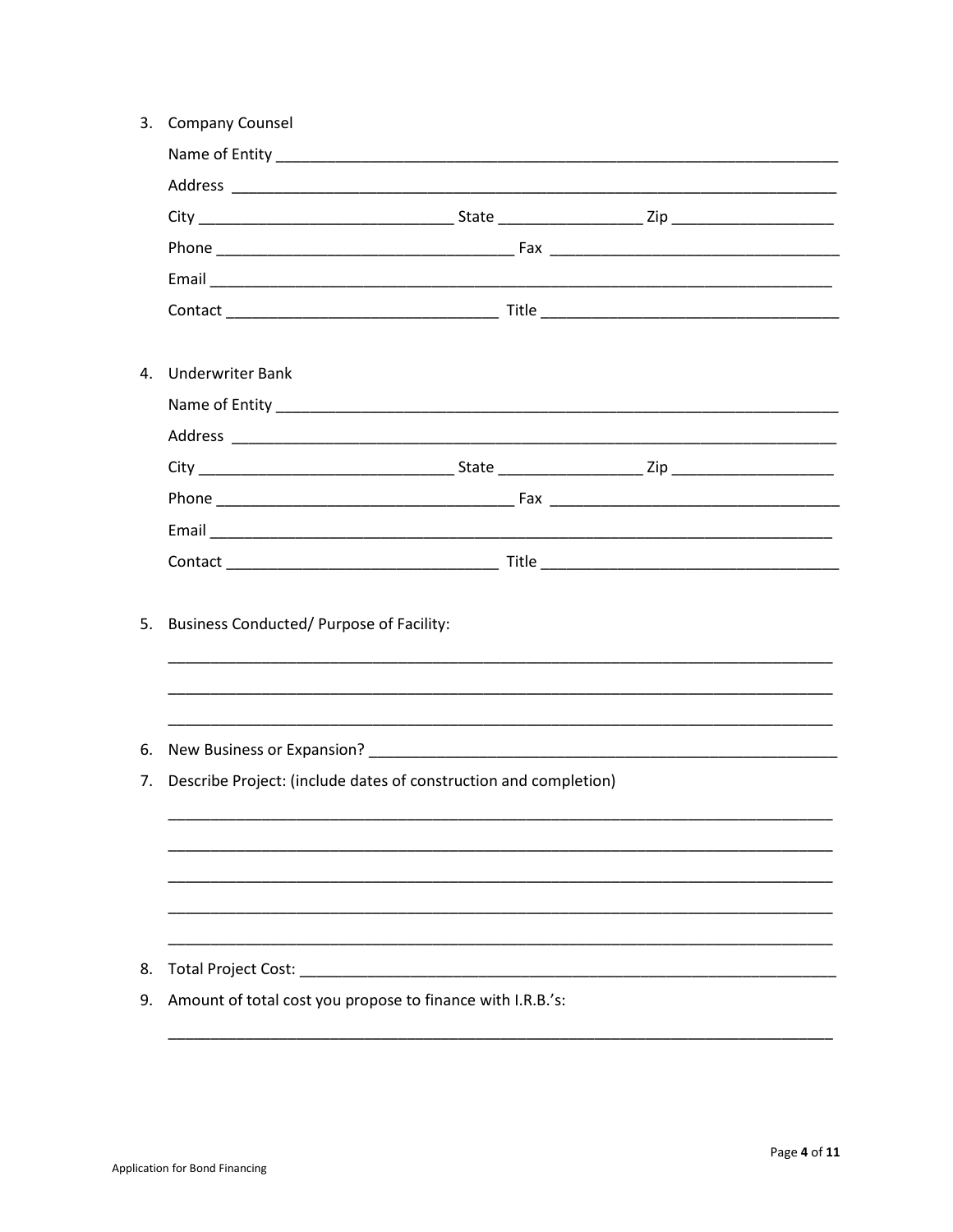3. Company Counsel

   Name of Entity ______________________________________________________________

   Address ____________________________________________________________________

   City ___________________________ State _______________ Zip _________________

   Phone _________________________________ Fax ________________________________

   Email _____________________________________________________________________

   Contact ____________________________ Title _________________________________

4. Underwriter Bank

   Name of Entity ______________________________________________________________

   Address ____________________________________________________________________

   City ___________________________ State _______________ Zip _________________

   Phone _________________________________ Fax ________________________________

   Email _____________________________________________________________________

   Contact ____________________________ Title _________________________________

5. Business Conducted/ Purpose of Facility:

   ___________________________________________________________________________

   ___________________________________________________________________________

   ___________________________________________________________________________

6. New Business or Expansion? ___________________________________________________

7. Describe Project: (include dates of construction and completion)

   ___________________________________________________________________________

   ___________________________________________________________________________

   ___________________________________________________________________________

   ___________________________________________________________________________

   ___________________________________________________________________________

8. Total Project Cost: __________________________________________________________

9. Amount of total cost you propose to finance with I.R.B.'s:

   ___________________________________________________________________________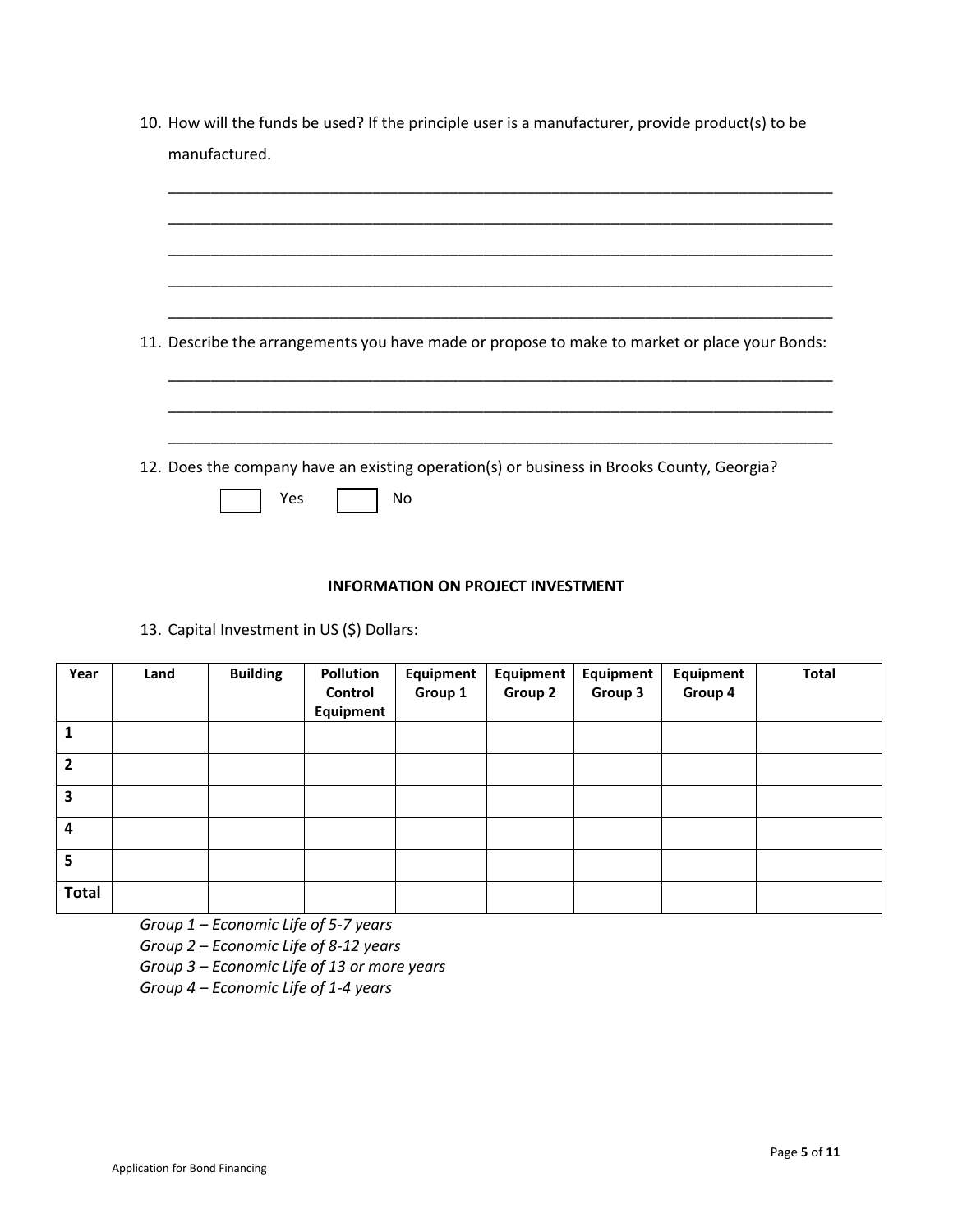10. How will the funds be used? If the principle user is a manufacturer, provide product(s) to be manufactured.

_______________________________________________________________________________

_______________________________________________________________________________

_______________________________________________________________________________

_______________________________________________________________________________

_______________________________________________________________________________

11. Describe the arrangements you have made or propose to make to market or place your Bonds:

_______________________________________________________________________________

_______________________________________________________________________________

_______________________________________________________________________________

12. Does the company have an existing operation(s) or business in Brooks County, Georgia?

☐ Yes ☐ No

**INFORMATION ON PROJECT INVESTMENT**

13. Capital Investment in US ($) Dollars:

| Year | Land | Building | Pollution Control Equipment | Equipment Group 1 | Equipment Group 2 | Equipment Group 3 | Equipment Group 4 | Total |
|---|---|---|---|---|---|---|---|---|
| **1** | | | | | | | | |
| **2** | | | | | | | | |
| **3** | | | | | | | | |
| **4** | | | | | | | | |
| **5** | | | | | | | | |
| **Total** | | | | | | | | |

*Group 1 – Economic Life of 5-7 years*
*Group 2 – Economic Life of 8-12 years*
*Group 3 – Economic Life of 13 or more years*
*Group 4 – Economic Life of 1-4 years*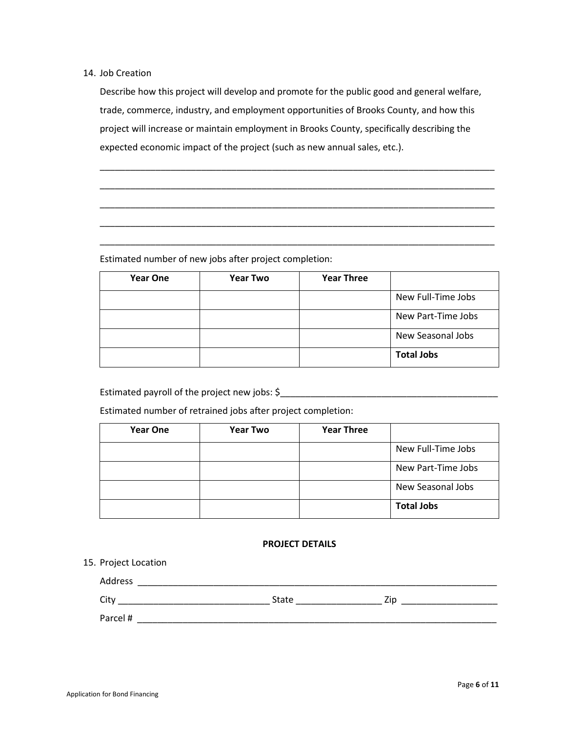14. Job Creation

    Describe how this project will develop and promote for the public good and general welfare, trade, commerce, industry, and employment opportunities of Brooks County, and how this project will increase or maintain employment in Brooks County, specifically describing the expected economic impact of the project (such as new annual sales, etc.).

    ___________________________________________________________________________

    ___________________________________________________________________________

    ___________________________________________________________________________

    ___________________________________________________________________________

    ___________________________________________________________________________

    Estimated number of new jobs after project completion:

| **Year One** | **Year Two** | **Year Three** | |
|---|---|---|---|
| | | | New Full-Time Jobs |
| | | | New Part-Time Jobs |
| | | | New Seasonal Jobs |
| | | | **Total Jobs** |

    Estimated payroll of the project new jobs: $___________________________________________

    Estimated number of retrained jobs after project completion:

| **Year One** | **Year Two** | **Year Three** | |
|---|---|---|---|
| | | | New Full-Time Jobs |
| | | | New Part-Time Jobs |
| | | | New Seasonal Jobs |
| | | | **Total Jobs** |

**PROJECT DETAILS**

15. Project Location

    Address ___________________________________________________________________

    City ______________________________ State _________________ Zip ___________________

    Parcel # __________________________________________________________________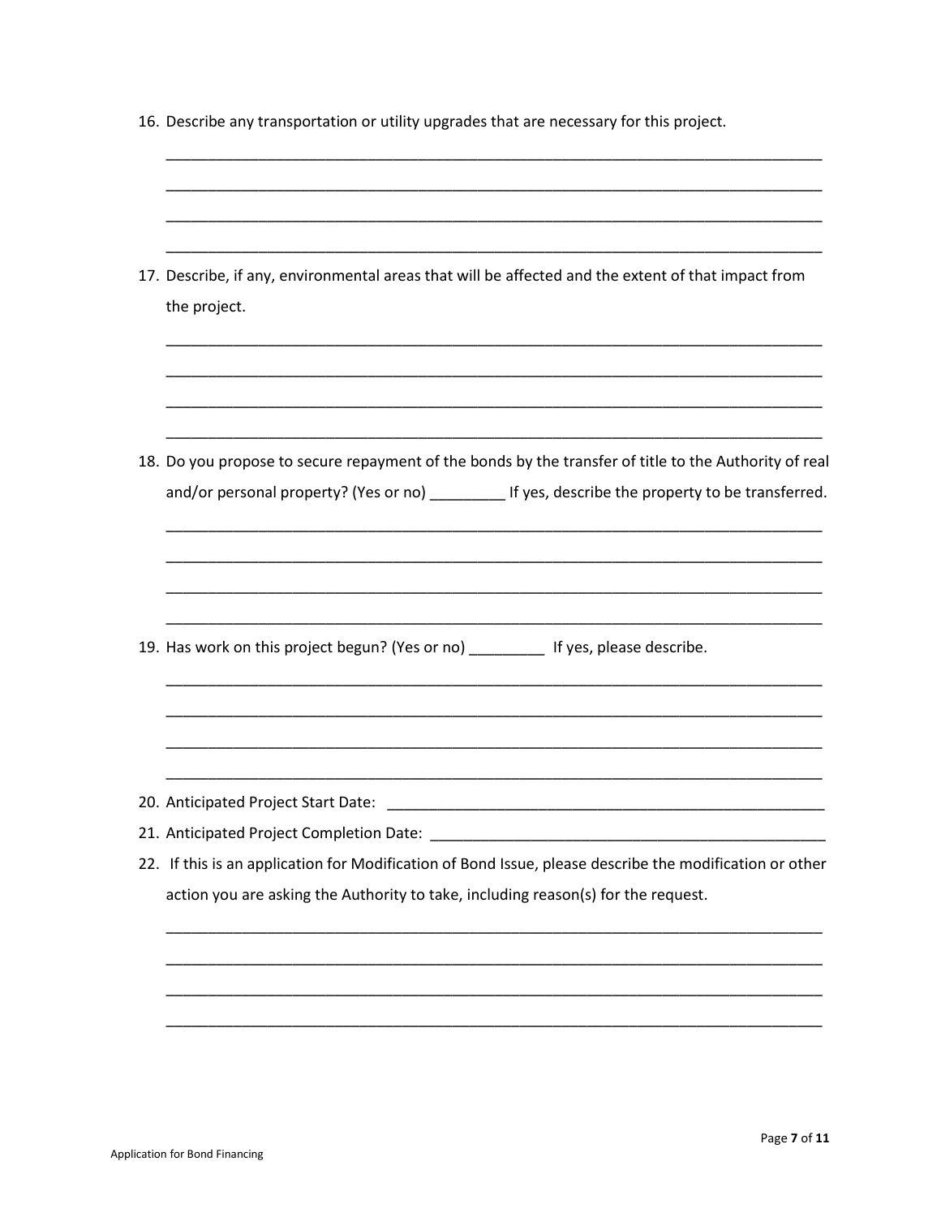16. Describe any transportation or utility upgrades that are necessary for this project.

______________________________________________________________________________

______________________________________________________________________________

______________________________________________________________________________

______________________________________________________________________________

17. Describe, if any, environmental areas that will be affected and the extent of that impact from the project.

______________________________________________________________________________

______________________________________________________________________________

______________________________________________________________________________

______________________________________________________________________________

18. Do you propose to secure repayment of the bonds by the transfer of title to the Authority of real and/or personal property? (Yes or no) _________ If yes, describe the property to be transferred.

______________________________________________________________________________

______________________________________________________________________________

______________________________________________________________________________

______________________________________________________________________________

19. Has work on this project begun? (Yes or no) _________ If yes, please describe.

______________________________________________________________________________

______________________________________________________________________________

______________________________________________________________________________

______________________________________________________________________________

20. Anticipated Project Start Date: ______________________________________________________

21. Anticipated Project Completion Date: _________________________________________________

22. If this is an application for Modification of Bond Issue, please describe the modification or other action you are asking the Authority to take, including reason(s) for the request.

______________________________________________________________________________

______________________________________________________________________________

______________________________________________________________________________

______________________________________________________________________________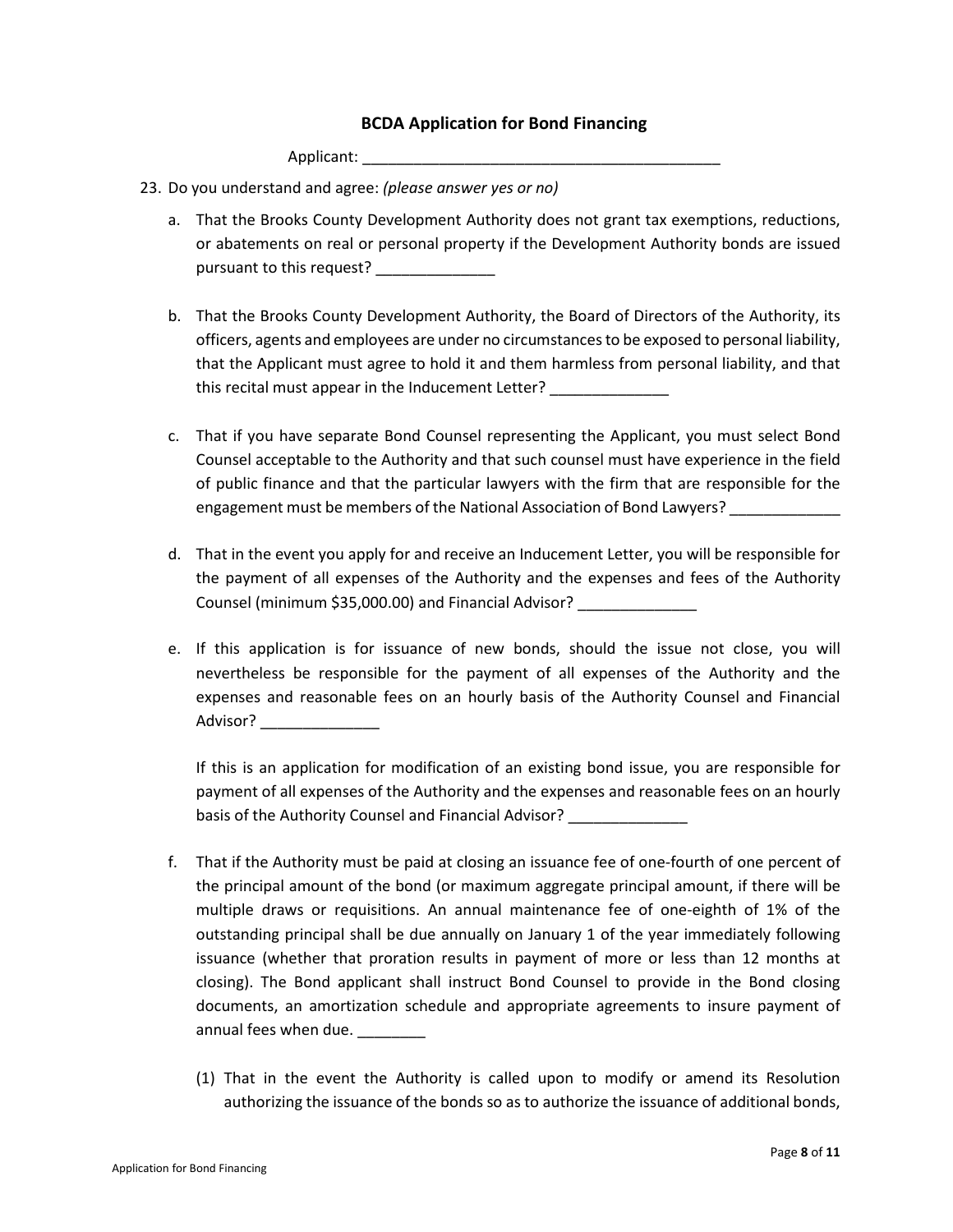**BCDA Application for Bond Financing**

Applicant: ___________________________________________

23. Do you understand and agree: *(please answer yes or no)*

    a. That the Brooks County Development Authority does not grant tax exemptions, reductions, or abatements on real or personal property if the Development Authority bonds are issued pursuant to this request? ______________

    b. That the Brooks County Development Authority, the Board of Directors of the Authority, its officers, agents and employees are under no circumstances to be exposed to personal liability, that the Applicant must agree to hold it and them harmless from personal liability, and that this recital must appear in the Inducement Letter? ______________

    c. That if you have separate Bond Counsel representing the Applicant, you must select Bond Counsel acceptable to the Authority and that such counsel must have experience in the field of public finance and that the particular lawyers with the firm that are responsible for the engagement must be members of the National Association of Bond Lawyers? _____________

    d. That in the event you apply for and receive an Inducement Letter, you will be responsible for the payment of all expenses of the Authority and the expenses and fees of the Authority Counsel (minimum $35,000.00) and Financial Advisor? ______________

    e. If this application is for issuance of new bonds, should the issue not close, you will nevertheless be responsible for the payment of all expenses of the Authority and the expenses and reasonable fees on an hourly basis of the Authority Counsel and Financial Advisor? ______________

       If this is an application for modification of an existing bond issue, you are responsible for payment of all expenses of the Authority and the expenses and reasonable fees on an hourly basis of the Authority Counsel and Financial Advisor? ______________

    f. That if the Authority must be paid at closing an issuance fee of one-fourth of one percent of the principal amount of the bond (or maximum aggregate principal amount, if there will be multiple draws or requisitions. An annual maintenance fee of one-eighth of 1% of the outstanding principal shall be due annually on January 1 of the year immediately following issuance (whether that proration results in payment of more or less than 12 months at closing). The Bond applicant shall instruct Bond Counsel to provide in the Bond closing documents, an amortization schedule and appropriate agreements to insure payment of annual fees when due. ________

       (1) That in the event the Authority is called upon to modify or amend its Resolution authorizing the issuance of the bonds so as to authorize the issuance of additional bonds,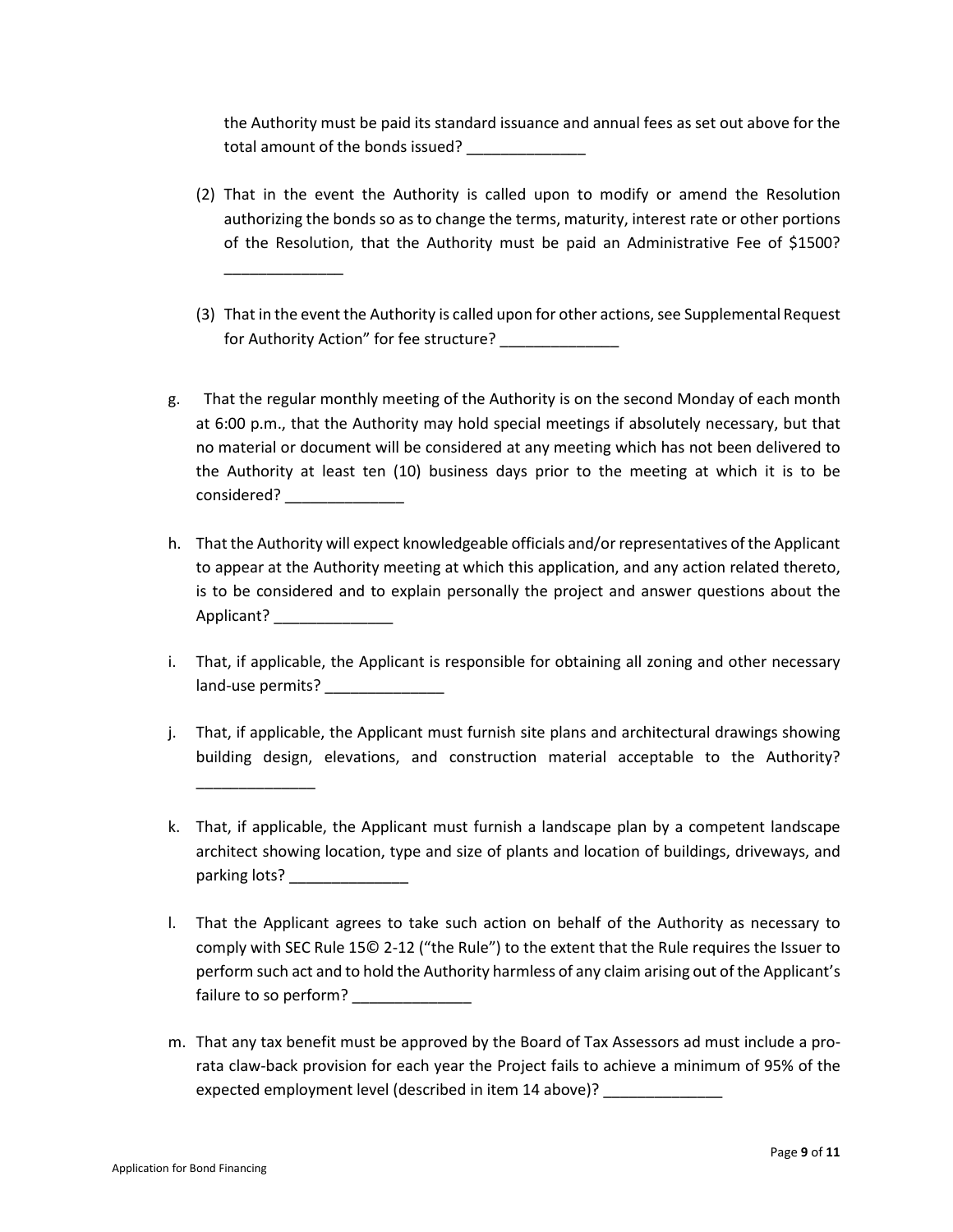the Authority must be paid its standard issuance and annual fees as set out above for the total amount of the bonds issued? ______________

(2) That in the event the Authority is called upon to modify or amend the Resolution authorizing the bonds so as to change the terms, maturity, interest rate or other portions of the Resolution, that the Authority must be paid an Administrative Fee of $1500? ______________

(3) That in the event the Authority is called upon for other actions, see Supplemental Request for Authority Action" for fee structure? ______________

g. That the regular monthly meeting of the Authority is on the second Monday of each month at 6:00 p.m., that the Authority may hold special meetings if absolutely necessary, but that no material or document will be considered at any meeting which has not been delivered to the Authority at least ten (10) business days prior to the meeting at which it is to be considered? ______________

h. That the Authority will expect knowledgeable officials and/or representatives of the Applicant to appear at the Authority meeting at which this application, and any action related thereto, is to be considered and to explain personally the project and answer questions about the Applicant? ______________

i. That, if applicable, the Applicant is responsible for obtaining all zoning and other necessary land-use permits? ______________

j. That, if applicable, the Applicant must furnish site plans and architectural drawings showing building design, elevations, and construction material acceptable to the Authority? ______________

k. That, if applicable, the Applicant must furnish a landscape plan by a competent landscape architect showing location, type and size of plants and location of buildings, driveways, and parking lots? ______________

l. That the Applicant agrees to take such action on behalf of the Authority as necessary to comply with SEC Rule 15© 2-12 ("the Rule") to the extent that the Rule requires the Issuer to perform such act and to hold the Authority harmless of any claim arising out of the Applicant's failure to so perform? ______________

m. That any tax benefit must be approved by the Board of Tax Assessors ad must include a pro-rata claw-back provision for each year the Project fails to achieve a minimum of 95% of the expected employment level (described in item 14 above)? ______________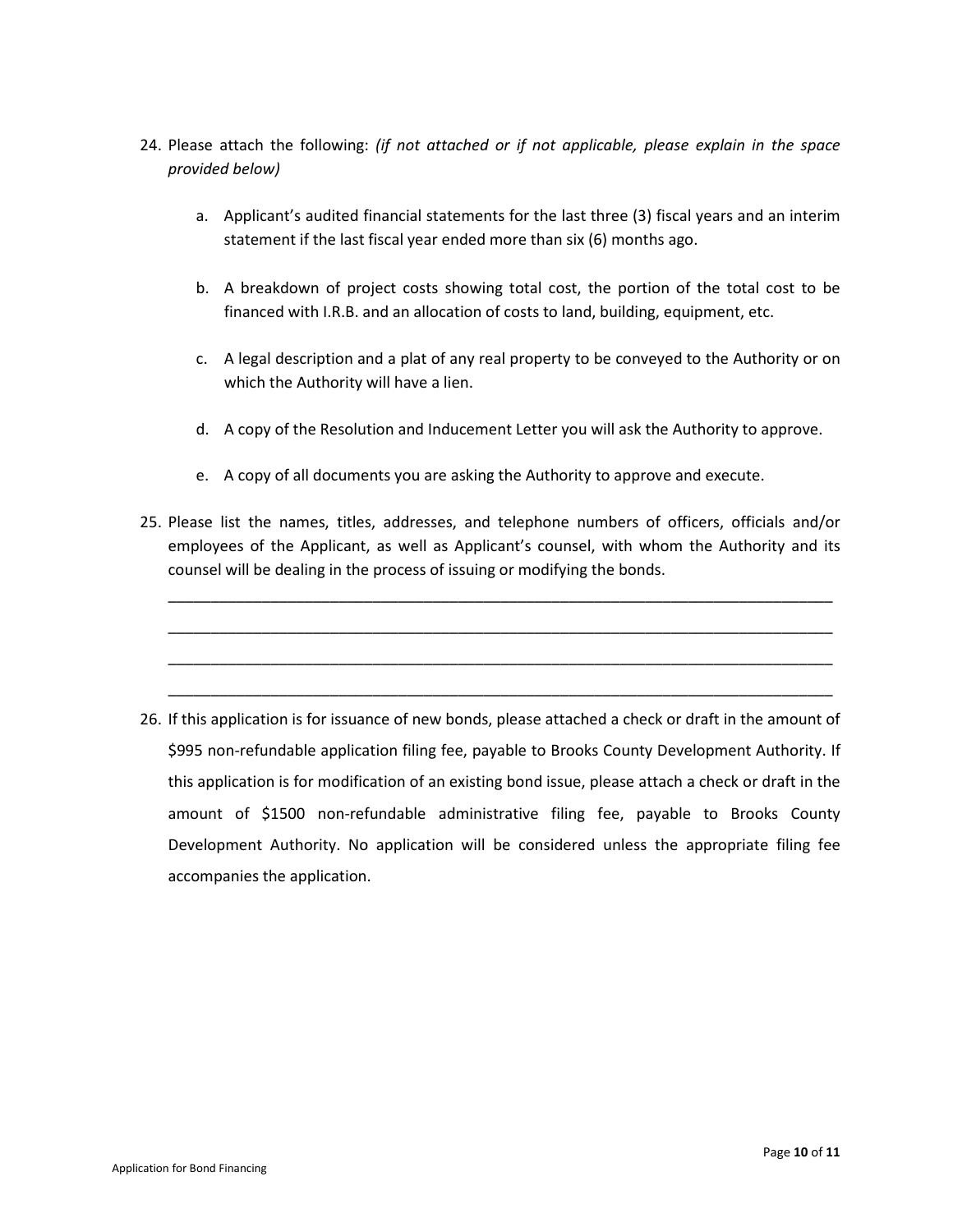24. Please attach the following: *(if not attached or if not applicable, please explain in the space provided below)*

    a. Applicant's audited financial statements for the last three (3) fiscal years and an interim statement if the last fiscal year ended more than six (6) months ago.

    b. A breakdown of project costs showing total cost, the portion of the total cost to be financed with I.R.B. and an allocation of costs to land, building, equipment, etc.

    c. A legal description and a plat of any real property to be conveyed to the Authority or on which the Authority will have a lien.

    d. A copy of the Resolution and Inducement Letter you will ask the Authority to approve.

    e. A copy of all documents you are asking the Authority to approve and execute.

25. Please list the names, titles, addresses, and telephone numbers of officers, officials and/or employees of the Applicant, as well as Applicant's counsel, with whom the Authority and its counsel will be dealing in the process of issuing or modifying the bonds.

    ___________________________________________________________________________

    ___________________________________________________________________________

    ___________________________________________________________________________

    ___________________________________________________________________________

26. If this application is for issuance of new bonds, please attached a check or draft in the amount of $995 non-refundable application filing fee, payable to Brooks County Development Authority. If this application is for modification of an existing bond issue, please attach a check or draft in the amount of $1500 non-refundable administrative filing fee, payable to Brooks County Development Authority. No application will be considered unless the appropriate filing fee accompanies the application.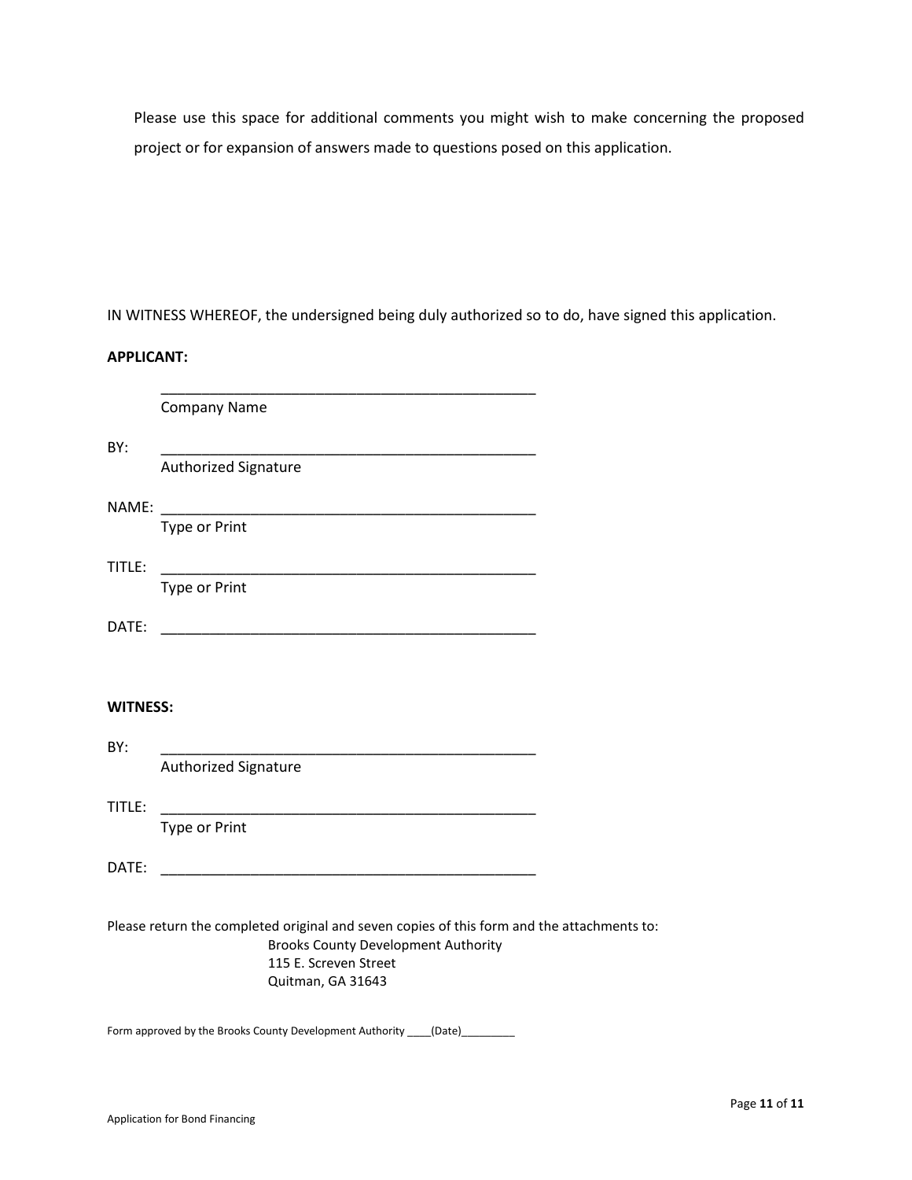Please use this space for additional comments you might wish to make concerning the proposed project or for expansion of answers made to questions posed on this application.

IN WITNESS WHEREOF, the undersigned being duly authorized so to do, have signed this application.

**APPLICANT:**

_______________________________________________
Company Name

BY: _______________________________________________
Authorized Signature

NAME: _______________________________________________
Type or Print

TITLE: _______________________________________________
Type or Print

DATE: _______________________________________________

**WITNESS:**

BY: _______________________________________________
Authorized Signature

TITLE: _______________________________________________
Type or Print

DATE: _______________________________________________

Please return the completed original and seven copies of this form and the attachments to:

Brooks County Development Authority
115 E. Screven Street
Quitman, GA 31643

Form approved by the Brooks County Development Authority ____(Date)_________